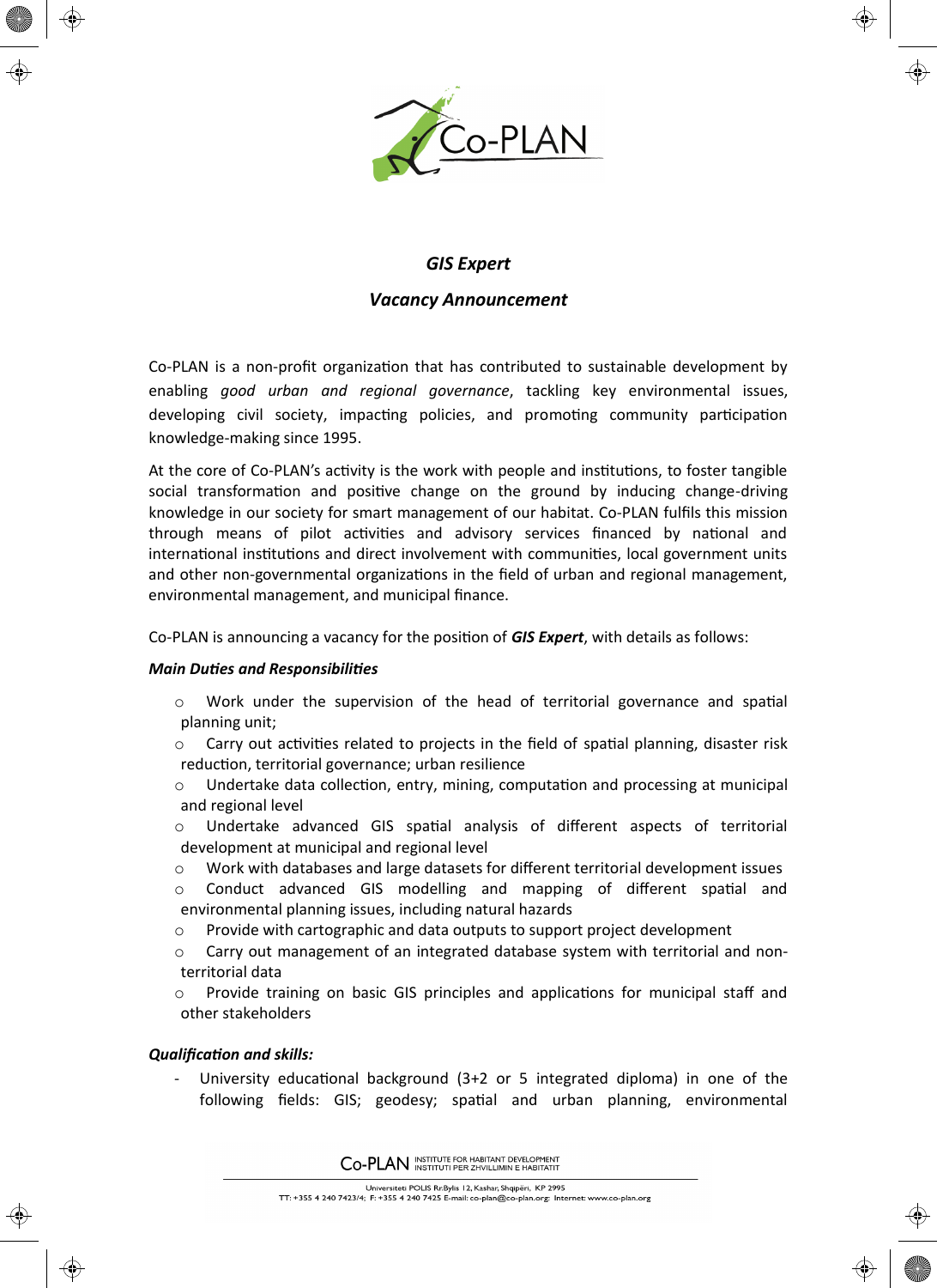# GIS Expert

## Vacancy Announcement

Co-PLAN is a non-profit organization that has contributed to sustainable development by enabling *good urban and regional governance*, tackling key environmental issues, developing civil society, impacting policies, and promoting community participation knowledge-making since 1995.

At the core of Co-PLAN's activity is the work with people and institutions, to foster tangible social transformation and positive change on the ground by inducing change-driving knowledge in our society for smart management of our habitat. Co-PLAN fulfils this mission through means of pilot activities and advisory services financed by national and international institutions and direct involvement with communities, local government units and other non-governmental organizations in the field of urban and regional management, environmental management, and municipal finance.

Co-PLAN is announcing a vacancy for the position of ***GIS Expert***, with details as follows:

***Main Duties and Responsibilities***

- Work under the supervision of the head of territorial governance and spatial planning unit;
- Carry out activities related to projects in the field of spatial planning, disaster risk reduction, territorial governance; urban resilience
- Undertake data collection, entry, mining, computation and processing at municipal and regional level
- Undertake advanced GIS spatial analysis of different aspects of territorial development at municipal and regional level
- Work with databases and large datasets for different territorial development issues
- Conduct advanced GIS modelling and mapping of different spatial and environmental planning issues, including natural hazards
- Provide with cartographic and data outputs to support project development
- Carry out management of an integrated database system with territorial and non-territorial data
- Provide training on basic GIS principles and applications for municipal staff and other stakeholders

***Qualification and skills:***

- University educational background (3+2 or 5 integrated diploma) in one of the following fields: GIS; geodesy; spatial and urban planning, environmental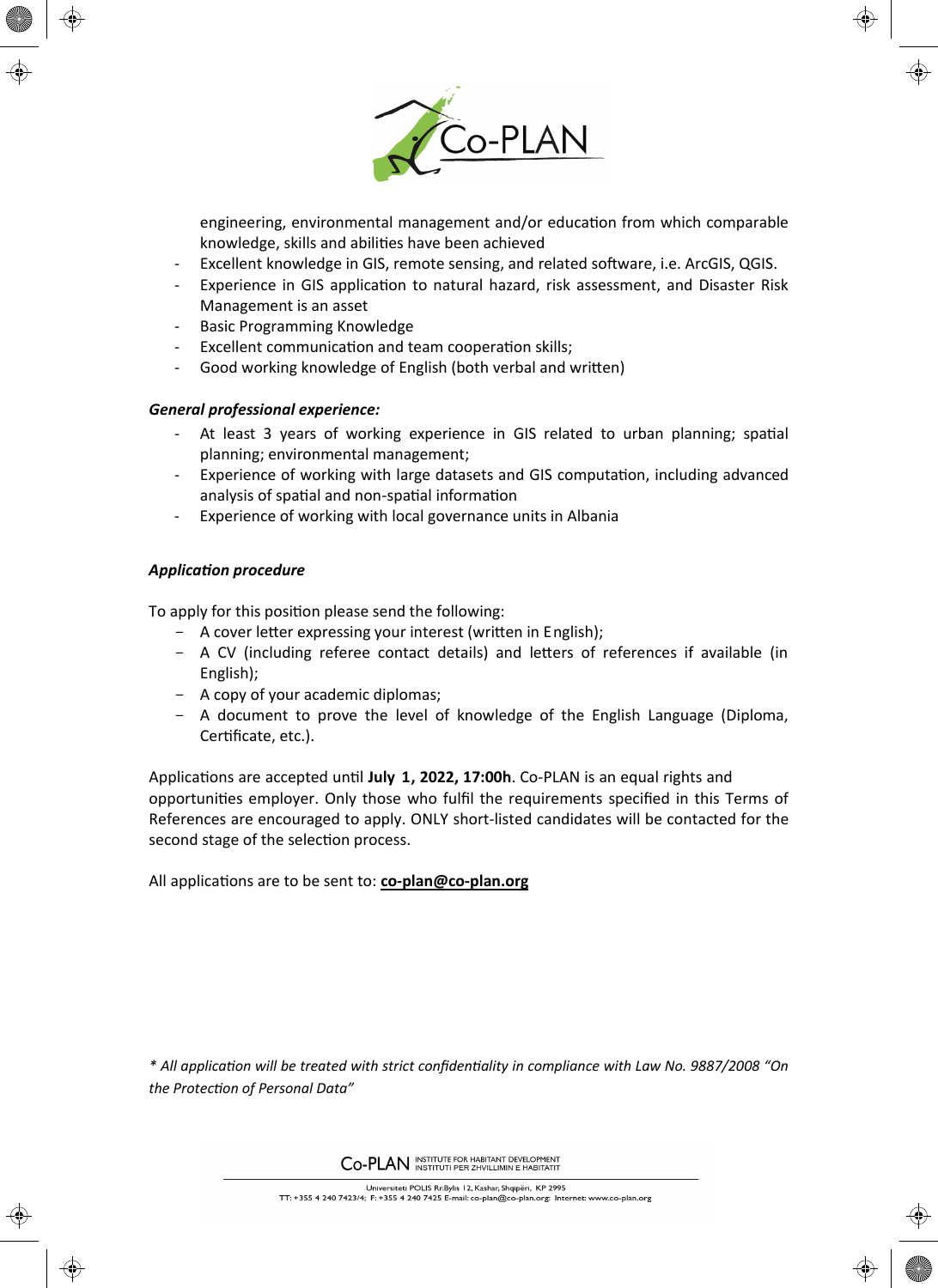engineering, environmental management and/or education from which comparable knowledge, skills and abilities have been achieved

- Excellent knowledge in GIS, remote sensing, and related software, i.e. ArcGIS, QGIS.
- Experience in GIS application to natural hazard, risk assessment, and Disaster Risk Management is an asset
- Basic Programming Knowledge
- Excellent communication and team cooperation skills;
- Good working knowledge of English (both verbal and written)

***General professional experience:***

- At least 3 years of working experience in GIS related to urban planning; spatial planning; environmental management;
- Experience of working with large datasets and GIS computation, including advanced analysis of spatial and non-spatial information
- Experience of working with local governance units in Albania

***Application procedure***

To apply for this position please send the following:

- A cover letter expressing your interest (written in English);
- A CV (including referee contact details) and letters of references if available (in English);
- A copy of your academic diplomas;
- A document to prove the level of knowledge of the English Language (Diploma, Certificate, etc.).

Applications are accepted until **July 1, 2022, 17:00h**. Co-PLAN is an equal rights and opportunities employer. Only those who fulfil the requirements specified in this Terms of References are encouraged to apply. ONLY short-listed candidates will be contacted for the second stage of the selection process.

All applications are to be sent to: **co-plan@co-plan.org**

*\* All application will be treated with strict confidentiality in compliance with Law No. 9887/2008 "On the Protection of Personal Data"*